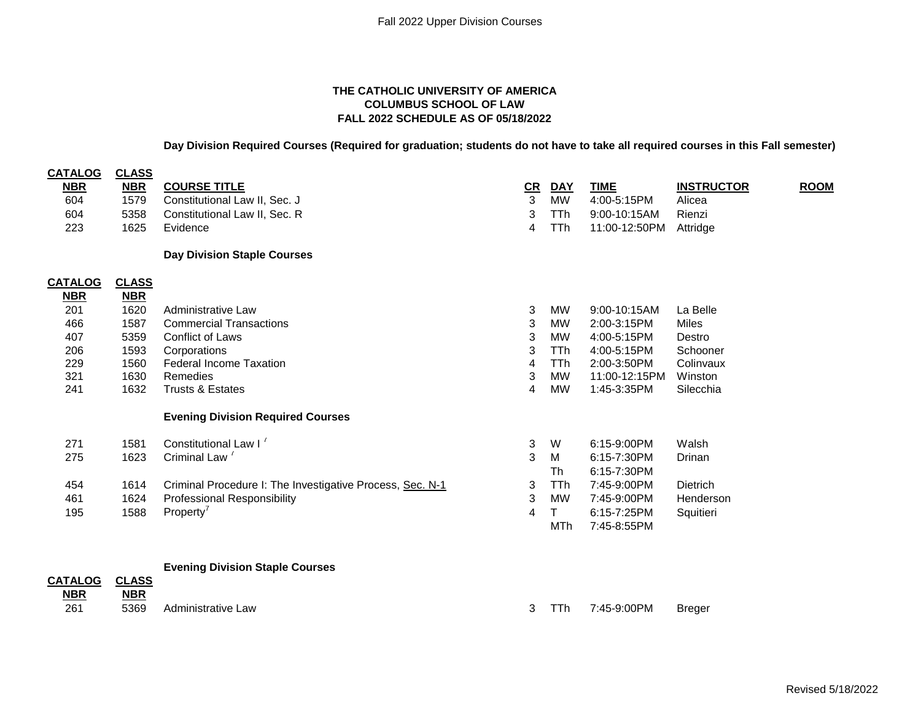**THE CATHOLIC UNIVERSITY OF AMERICA**
**COLUMBUS SCHOOL OF LAW**
**FALL 2022 SCHEDULE AS OF 05/18/2022**

**Day Division Required Courses (Required for graduation; students do not have to take all required courses in this Fall semester)**

| CATALOG NBR | CLASS NBR | COURSE TITLE | CR | DAY | TIME | INSTRUCTOR | ROOM |
|---|---|---|---|---|---|---|---|
| 604 | 1579 | Constitutional Law II, Sec. J | 3 | MW | 4:00-5:15PM | Alicea | |
| 604 | 5358 | Constitutional Law II, Sec. R | 3 | TTh | 9:00-10:15AM | Rienzi | |
| 223 | 1625 | Evidence | 4 | TTh | 11:00-12:50PM | Attridge | |

**Day Division Staple Courses**

| CATALOG NBR | CLASS NBR | COURSE TITLE | CR | DAY | TIME | INSTRUCTOR | ROOM |
|---|---|---|---|---|---|---|---|
| 201 | 1620 | Administrative Law | 3 | MW | 9:00-10:15AM | La Belle | |
| 466 | 1587 | Commercial Transactions | 3 | MW | 2:00-3:15PM | Miles | |
| 407 | 5359 | Conflict of Laws | 3 | MW | 4:00-5:15PM | Destro | |
| 206 | 1593 | Corporations | 3 | TTh | 4:00-5:15PM | Schooner | |
| 229 | 1560 | Federal Income Taxation | 4 | TTh | 2:00-3:50PM | Colinvaux | |
| 321 | 1630 | Remedies | 3 | MW | 11:00-12:15PM | Winston | |
| 241 | 1632 | Trusts & Estates | 4 | MW | 1:45-3:35PM | Silecchia | |

**Evening Division Required Courses**

| CATALOG NBR | CLASS NBR | COURSE TITLE | CR | DAY | TIME | INSTRUCTOR | ROOM |
|---|---|---|---|---|---|---|---|
| 271 | 1581 | Constitutional Law I [7] | 3 | W | 6:15-9:00PM | Walsh | |
| 275 | 1623 | Criminal Law [7] | 3 | M | 6:15-7:30PM | Drinan | |
| | | | | Th | 6:15-7:30PM | | |
| 454 | 1614 | Criminal Procedure I: The Investigative Process, Sec. N-1 | 3 | TTh | 7:45-9:00PM | Dietrich | |
| 461 | 1624 | Professional Responsibility | 3 | MW | 7:45-9:00PM | Henderson | |
| 195 | 1588 | Property[7] | 4 | T | 6:15-7:25PM | Squitieri | |
| | | | | MTh | 7:45-8:55PM | | |

**Evening Division Staple Courses**

| CATALOG NBR | CLASS NBR | COURSE TITLE | CR | DAY | TIME | INSTRUCTOR | ROOM |
|---|---|---|---|---|---|---|---|
| 261 | 5369 | Administrative Law | 3 | TTh | 7:45-9:00PM | Breger | |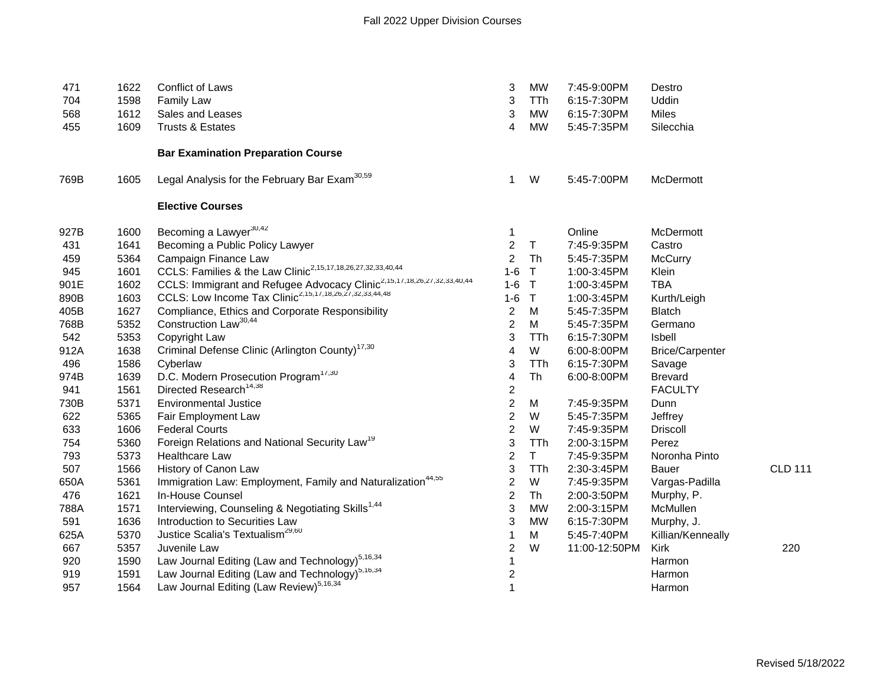| | | | | | | | |
|---|---|---|---|---|---|---|---|
| 471 | 1622 | Conflict of Laws | 3 | MW | 7:45-9:00PM | Destro | |
| 704 | 1598 | Family Law | 3 | TTh | 6:15-7:30PM | Uddin | |
| 568 | 1612 | Sales and Leases | 3 | MW | 6:15-7:30PM | Miles | |
| 455 | 1609 | Trusts & Estates | 4 | MW | 5:45-7:35PM | Silecchia | |
| | | **Bar Examination Preparation Course** | | | | | |
| 769B | 1605 | Legal Analysis for the February Bar Exam[30,59] | 1 | W | 5:45-7:00PM | McDermott | |
| | | **Elective Courses** | | | | | |
| 927B | 1600 | Becoming a Lawyer[30,42] | 1 | | Online | McDermott | |
| 431 | 1641 | Becoming a Public Policy Lawyer | 2 | T | 7:45-9:35PM | Castro | |
| 459 | 5364 | Campaign Finance Law | 2 | Th | 5:45-7:35PM | McCurry | |
| 945 | 1601 | CCLS: Families & the Law Clinic[2,15,17,18,26,27,32,33,40,44] | 1-6 | T | 1:00-3:45PM | Klein | |
| 901E | 1602 | CCLS: Immigrant and Refugee Advocacy Clinic[2,15,17,18,26,27,32,33,40,44] | 1-6 | T | 1:00-3:45PM | TBA | |
| 890B | 1603 | CCLS: Low Income Tax Clinic[2,15,17,18,26,27,32,33,44,48] | 1-6 | T | 1:00-3:45PM | Kurth/Leigh | |
| 405B | 1627 | Compliance, Ethics and Corporate Responsibility | 2 | M | 5:45-7:35PM | Blatch | |
| 768B | 5352 | Construction Law[30,44] | 2 | M | 5:45-7:35PM | Germano | |
| 542 | 5353 | Copyright Law | 3 | TTh | 6:15-7:30PM | Isbell | |
| 912A | 1638 | Criminal Defense Clinic (Arlington County)[17,30] | 4 | W | 6:00-8:00PM | Brice/Carpenter | |
| 496 | 1586 | Cyberlaw | 3 | TTh | 6:15-7:30PM | Savage | |
| 974B | 1639 | D.C. Modern Prosecution Program[17,30] | 4 | Th | 6:00-8:00PM | Brevard | |
| 941 | 1561 | Directed Research[14,38] | 2 | | | FACULTY | |
| 730B | 5371 | Environmental Justice | 2 | M | 7:45-9:35PM | Dunn | |
| 622 | 5365 | Fair Employment Law | 2 | W | 5:45-7:35PM | Jeffrey | |
| 633 | 1606 | Federal Courts | 2 | W | 7:45-9:35PM | Driscoll | |
| 754 | 5360 | Foreign Relations and National Security Law[19] | 3 | TTh | 2:00-3:15PM | Perez | |
| 793 | 5373 | Healthcare Law | 2 | T | 7:45-9:35PM | Noronha Pinto | |
| 507 | 1566 | History of Canon Law | 3 | TTh | 2:30-3:45PM | Bauer | CLD 111 |
| 650A | 5361 | Immigration Law: Employment, Family and Naturalization[44,55] | 2 | W | 7:45-9:35PM | Vargas-Padilla | |
| 476 | 1621 | In-House Counsel | 2 | Th | 2:00-3:50PM | Murphy, P. | |
| 788A | 1571 | Interviewing, Counseling & Negotiating Skills[1,44] | 3 | MW | 2:00-3:15PM | McMullen | |
| 591 | 1636 | Introduction to Securities Law | 3 | MW | 6:15-7:30PM | Murphy, J. | |
| 625A | 5370 | Justice Scalia's Textualism[29,60] | 1 | M | 5:45-7:40PM | Killian/Kenneally | |
| 667 | 5357 | Juvenile Law | 2 | W | 11:00-12:50PM | Kirk | 220 |
| 920 | 1590 | Law Journal Editing (Law and Technology)[5,16,34] | 1 | | | Harmon | |
| 919 | 1591 | Law Journal Editing (Law and Technology)[5,16,34] | 2 | | | Harmon | |
| 957 | 1564 | Law Journal Editing (Law Review)[5,16,34] | 1 | | | Harmon | |

Revised 5/18/2022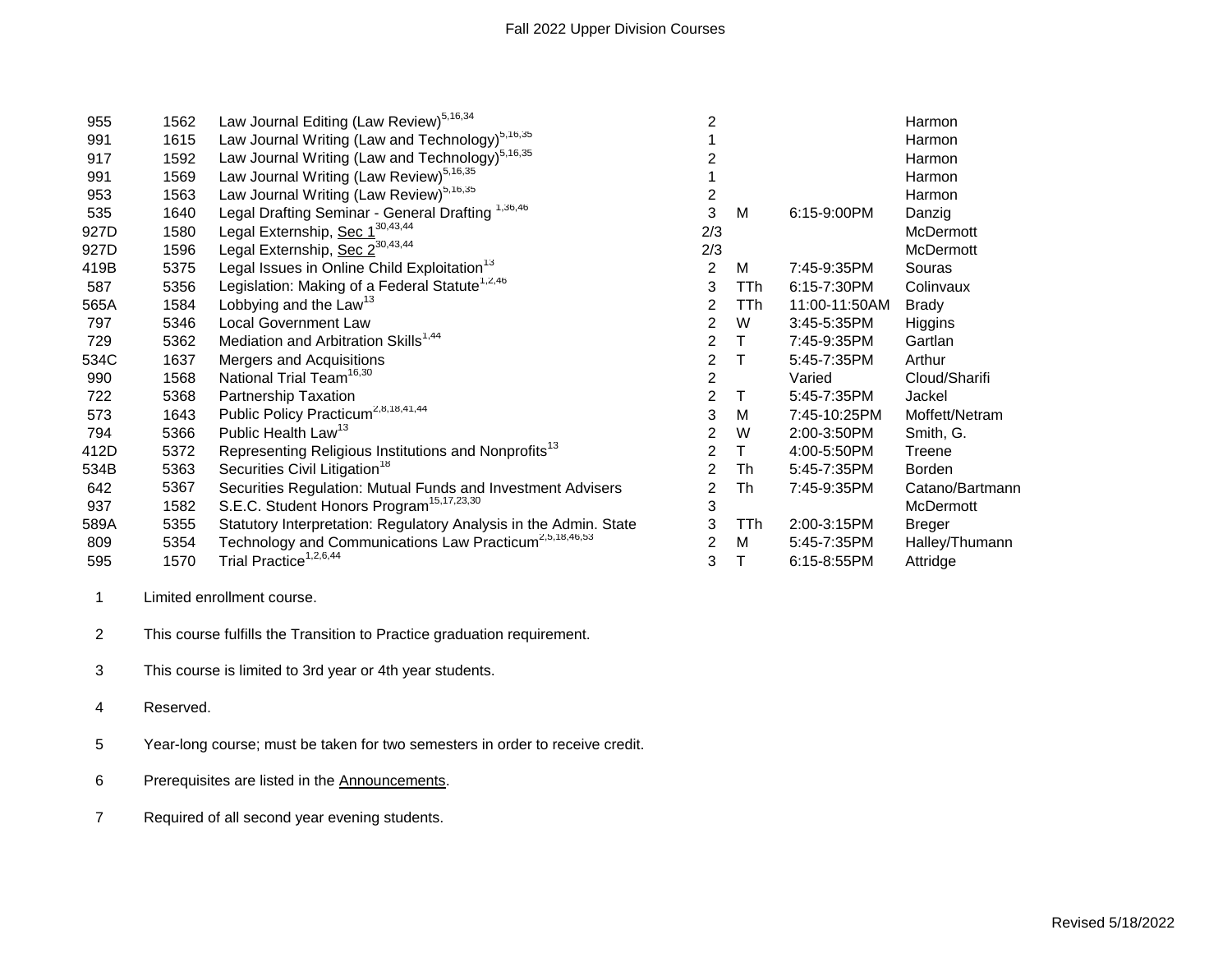# Fall 2022 Upper Division Courses

| | | | | | | |
|---|---|---|---|---|---|---|
| 955 | 1562 | Law Journal Editing (Law Review)[5,16,34] | 2 | | | Harmon |
| 991 | 1615 | Law Journal Writing (Law and Technology)[5,16,35] | 1 | | | Harmon |
| 917 | 1592 | Law Journal Writing (Law and Technology)[5,16,35] | 2 | | | Harmon |
| 991 | 1569 | Law Journal Writing (Law Review)[5,16,35] | 1 | | | Harmon |
| 953 | 1563 | Law Journal Writing (Law Review)[5,16,35] | 2 | | | Harmon |
| 535 | 1640 | Legal Drafting Seminar - General Drafting [1,36,46] | 3 | M | 6:15-9:00PM | Danzig |
| 927D | 1580 | Legal Externship, Sec 1[30,43,44] | 2/3 | | | McDermott |
| 927D | 1596 | Legal Externship, Sec 2[30,43,44] | 2/3 | | | McDermott |
| 419B | 5375 | Legal Issues in Online Child Exploitation[13] | 2 | M | 7:45-9:35PM | Souras |
| 587 | 5356 | Legislation: Making of a Federal Statute[1,2,46] | 3 | TTh | 6:15-7:30PM | Colinvaux |
| 565A | 1584 | Lobbying and the Law[13] | 2 | TTh | 11:00-11:50AM | Brady |
| 797 | 5346 | Local Government Law | 2 | W | 3:45-5:35PM | Higgins |
| 729 | 5362 | Mediation and Arbitration Skills[1,44] | 2 | T | 7:45-9:35PM | Gartlan |
| 534C | 1637 | Mergers and Acquisitions | 2 | T | 5:45-7:35PM | Arthur |
| 990 | 1568 | National Trial Team[16,30] | 2 | | Varied | Cloud/Sharifi |
| 722 | 5368 | Partnership Taxation | 2 | T | 5:45-7:35PM | Jackel |
| 573 | 1643 | Public Policy Practicum[2,8,18,41,44] | 3 | M | 7:45-10:25PM | Moffett/Netram |
| 794 | 5366 | Public Health Law[13] | 2 | W | 2:00-3:50PM | Smith, G. |
| 412D | 5372 | Representing Religious Institutions and Nonprofits[13] | 2 | T | 4:00-5:50PM | Treene |
| 534B | 5363 | Securities Civil Litigation[18] | 2 | Th | 5:45-7:35PM | Borden |
| 642 | 5367 | Securities Regulation: Mutual Funds and Investment Advisers | 2 | Th | 7:45-9:35PM | Catano/Bartmann |
| 937 | 1582 | S.E.C. Student Honors Program[15,17,23,30] | 3 | | | McDermott |
| 589A | 5355 | Statutory Interpretation: Regulatory Analysis in the Admin. State | 3 | TTh | 2:00-3:15PM | Breger |
| 809 | 5354 | Technology and Communications Law Practicum[2,5,18,46,53] | 2 | M | 5:45-7:35PM | Halley/Thumann |
| 595 | 1570 | Trial Practice[1,2,6,44] | 3 | T | 6:15-8:55PM | Attridge |

1 Limited enrollment course.

2 This course fulfills the Transition to Practice graduation requirement.

3 This course is limited to 3rd year or 4th year students.

4 Reserved.

5 Year-long course; must be taken for two semesters in order to receive credit.

6 Prerequisites are listed in the Announcements.

7 Required of all second year evening students.

Revised 5/18/2022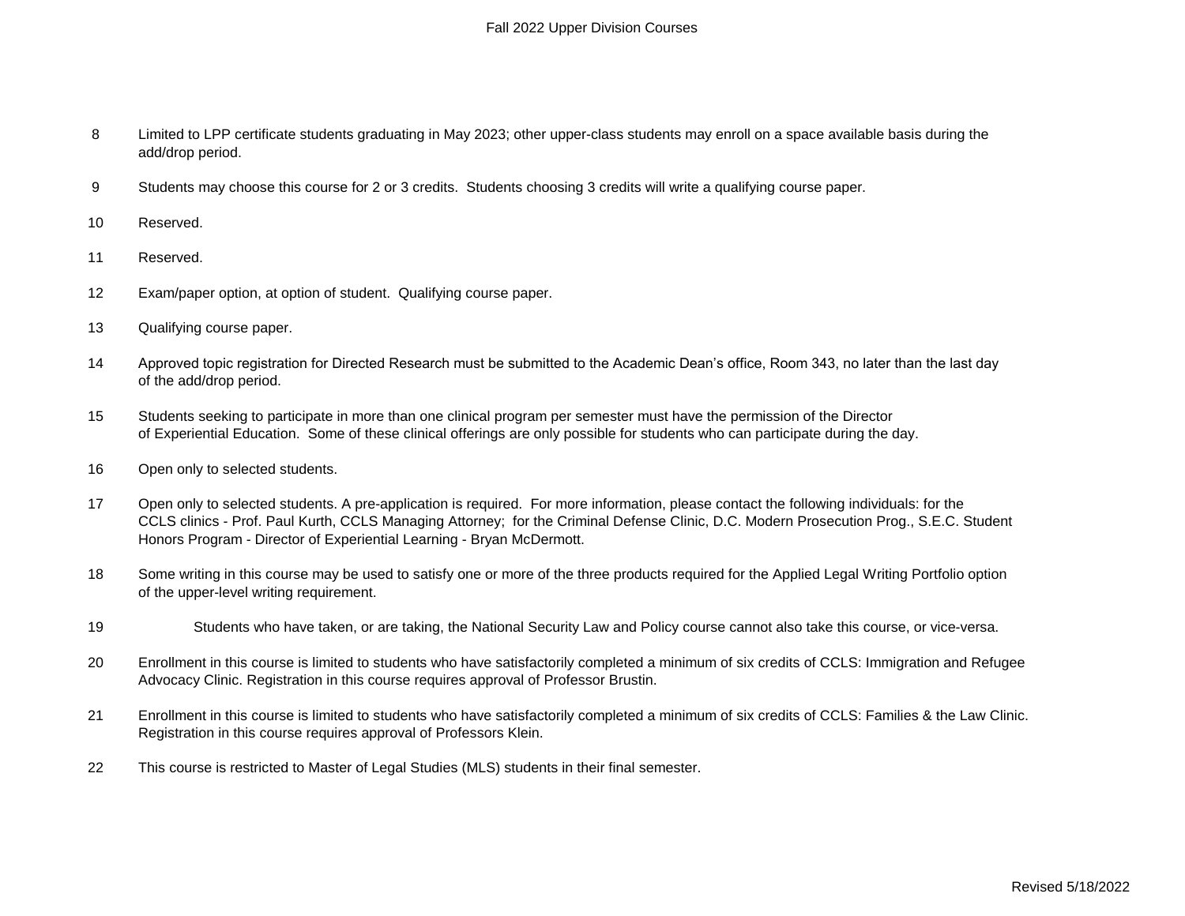8 Limited to LPP certificate students graduating in May 2023; other upper-class students may enroll on a space available basis during the add/drop period.

9 Students may choose this course for 2 or 3 credits. Students choosing 3 credits will write a qualifying course paper.

10 Reserved.

11 Reserved.

12 Exam/paper option, at option of student. Qualifying course paper.

13 Qualifying course paper.

14 Approved topic registration for Directed Research must be submitted to the Academic Dean's office, Room 343, no later than the last day of the add/drop period.

15 Students seeking to participate in more than one clinical program per semester must have the permission of the Director of Experiential Education. Some of these clinical offerings are only possible for students who can participate during the day.

16 Open only to selected students.

17 Open only to selected students. A pre-application is required. For more information, please contact the following individuals: for the CCLS clinics - Prof. Paul Kurth, CCLS Managing Attorney; for the Criminal Defense Clinic, D.C. Modern Prosecution Prog., S.E.C. Student Honors Program - Director of Experiential Learning - Bryan McDermott.

18 Some writing in this course may be used to satisfy one or more of the three products required for the Applied Legal Writing Portfolio option of the upper-level writing requirement.

19 Students who have taken, or are taking, the National Security Law and Policy course cannot also take this course, or vice-versa.

20 Enrollment in this course is limited to students who have satisfactorily completed a minimum of six credits of CCLS: Immigration and Refugee Advocacy Clinic. Registration in this course requires approval of Professor Brustin.

21 Enrollment in this course is limited to students who have satisfactorily completed a minimum of six credits of CCLS: Families & the Law Clinic. Registration in this course requires approval of Professors Klein.

22 This course is restricted to Master of Legal Studies (MLS) students in their final semester.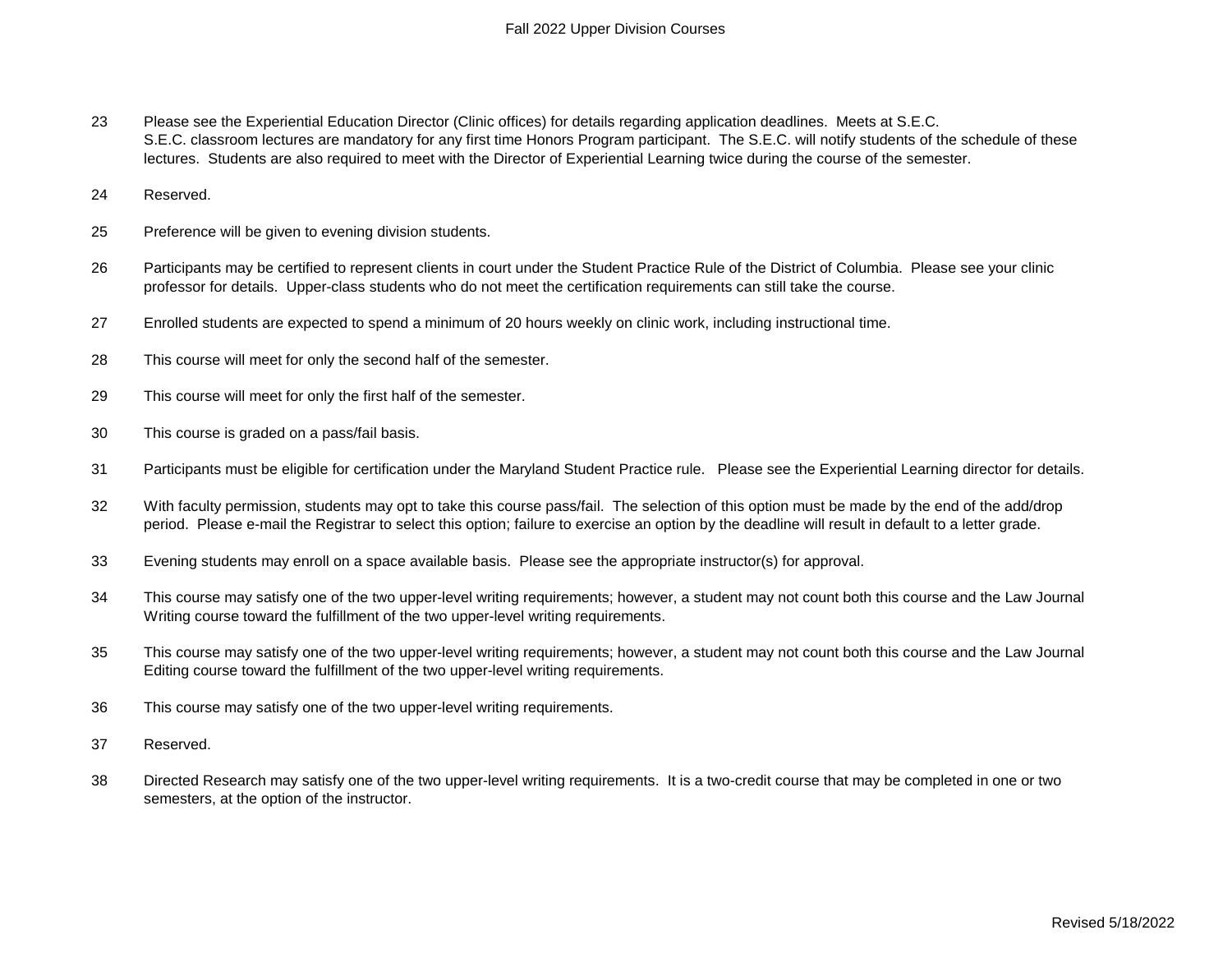23 Please see the Experiential Education Director (Clinic offices) for details regarding application deadlines. Meets at S.E.C. S.E.C. classroom lectures are mandatory for any first time Honors Program participant. The S.E.C. will notify students of the schedule of these lectures. Students are also required to meet with the Director of Experiential Learning twice during the course of the semester.

24 Reserved.

25 Preference will be given to evening division students.

26 Participants may be certified to represent clients in court under the Student Practice Rule of the District of Columbia. Please see your clinic professor for details. Upper-class students who do not meet the certification requirements can still take the course.

27 Enrolled students are expected to spend a minimum of 20 hours weekly on clinic work, including instructional time.

28 This course will meet for only the second half of the semester.

29 This course will meet for only the first half of the semester.

30 This course is graded on a pass/fail basis.

31 Participants must be eligible for certification under the Maryland Student Practice rule. Please see the Experiential Learning director for details.

32 With faculty permission, students may opt to take this course pass/fail. The selection of this option must be made by the end of the add/drop period. Please e-mail the Registrar to select this option; failure to exercise an option by the deadline will result in default to a letter grade.

33 Evening students may enroll on a space available basis. Please see the appropriate instructor(s) for approval.

34 This course may satisfy one of the two upper-level writing requirements; however, a student may not count both this course and the Law Journal Writing course toward the fulfillment of the two upper-level writing requirements.

35 This course may satisfy one of the two upper-level writing requirements; however, a student may not count both this course and the Law Journal Editing course toward the fulfillment of the two upper-level writing requirements.

36 This course may satisfy one of the two upper-level writing requirements.

37 Reserved.

38 Directed Research may satisfy one of the two upper-level writing requirements. It is a two-credit course that may be completed in one or two semesters, at the option of the instructor.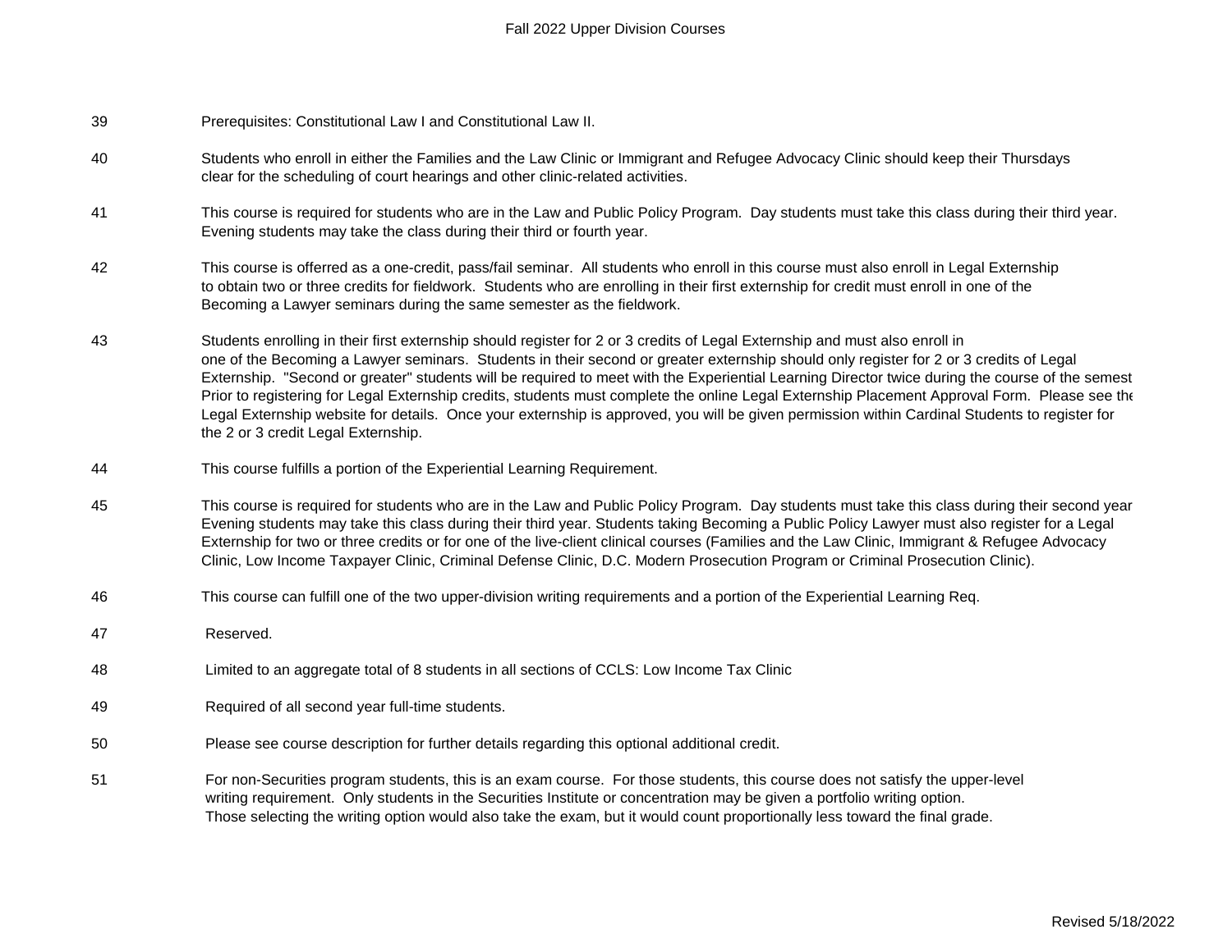| | |
|---|---|
| 39 | Prerequisites: Constitutional Law I and Constitutional Law II. |
| 40 | Students who enroll in either the Families and the Law Clinic or Immigrant and Refugee Advocacy Clinic should keep their Thursdays clear for the scheduling of court hearings and other clinic-related activities. |
| 41 | This course is required for students who are in the Law and Public Policy Program. Day students must take this class during their third year. Evening students may take the class during their third or fourth year. |
| 42 | This course is offerred as a one-credit, pass/fail seminar. All students who enroll in this course must also enroll in Legal Externship to obtain two or three credits for fieldwork. Students who are enrolling in their first externship for credit must enroll in one of the Becoming a Lawyer seminars during the same semester as the fieldwork. |
| 43 | Students enrolling in their first externship should register for 2 or 3 credits of Legal Externship and must also enroll in one of the Becoming a Lawyer seminars. Students in their second or greater externship should only register for 2 or 3 credits of Legal Externship. "Second or greater" students will be required to meet with the Experiential Learning Director twice during the course of the semest Prior to registering for Legal Externship credits, students must complete the online Legal Externship Placement Approval Form. Please see the Legal Externship website for details. Once your externship is approved, you will be given permission within Cardinal Students to register for the 2 or 3 credit Legal Externship. |
| 44 | This course fulfills a portion of the Experiential Learning Requirement. |
| 45 | This course is required for students who are in the Law and Public Policy Program. Day students must take this class during their second year Evening students may take this class during their third year. Students taking Becoming a Public Policy Lawyer must also register for a Legal Externship for two or three credits or for one of the live-client clinical courses (Families and the Law Clinic, Immigrant & Refugee Advocacy Clinic, Low Income Taxpayer Clinic, Criminal Defense Clinic, D.C. Modern Prosecution Program or Criminal Prosecution Clinic). |
| 46 | This course can fulfill one of the two upper-division writing requirements and a portion of the Experiential Learning Req. |
| 47 | Reserved. |
| 48 | Limited to an aggregate total of 8 students in all sections of CCLS: Low Income Tax Clinic |
| 49 | Required of all second year full-time students. |
| 50 | Please see course description for further details regarding this optional additional credit. |
| 51 | For non-Securities program students, this is an exam course. For those students, this course does not satisfy the upper-level writing requirement. Only students in the Securities Institute or concentration may be given a portfolio writing option. Those selecting the writing option would also take the exam, but it would count proportionally less toward the final grade. |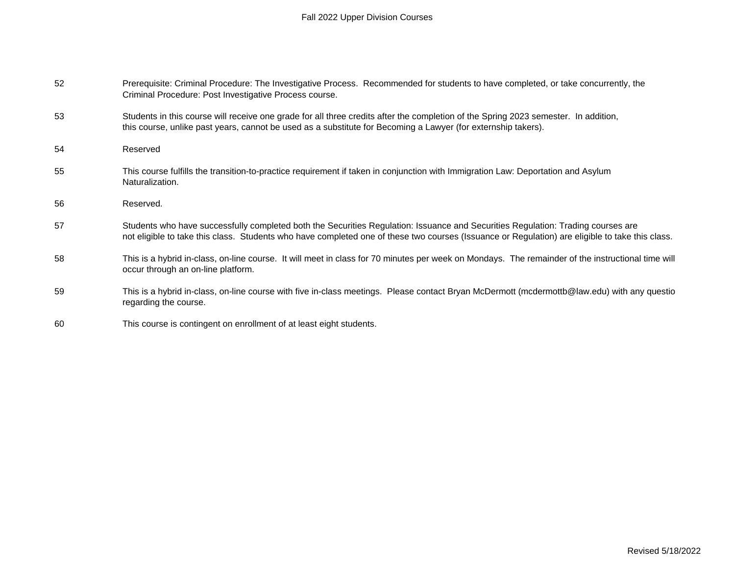| | |
|---|---|
| 52 | Prerequisite: Criminal Procedure: The Investigative Process. Recommended for students to have completed, or take concurrently, the Criminal Procedure: Post Investigative Process course. |
| 53 | Students in this course will receive one grade for all three credits after the completion of the Spring 2023 semester. In addition, this course, unlike past years, cannot be used as a substitute for Becoming a Lawyer (for externship takers). |
| 54 | Reserved |
| 55 | This course fulfills the transition-to-practice requirement if taken in conjunction with Immigration Law: Deportation and Asylum Naturalization. |
| 56 | Reserved. |
| 57 | Students who have successfully completed both the Securities Regulation: Issuance and Securities Regulation: Trading courses are not eligible to take this class. Students who have completed one of these two courses (Issuance or Regulation) are eligible to take this class. |
| 58 | This is a hybrid in-class, on-line course. It will meet in class for 70 minutes per week on Mondays. The remainder of the instructional time will occur through an on-line platform. |
| 59 | This is a hybrid in-class, on-line course with five in-class meetings. Please contact Bryan McDermott (mcdermottb@law.edu) with any questio regarding the course. |
| 60 | This course is contingent on enrollment of at least eight students. |